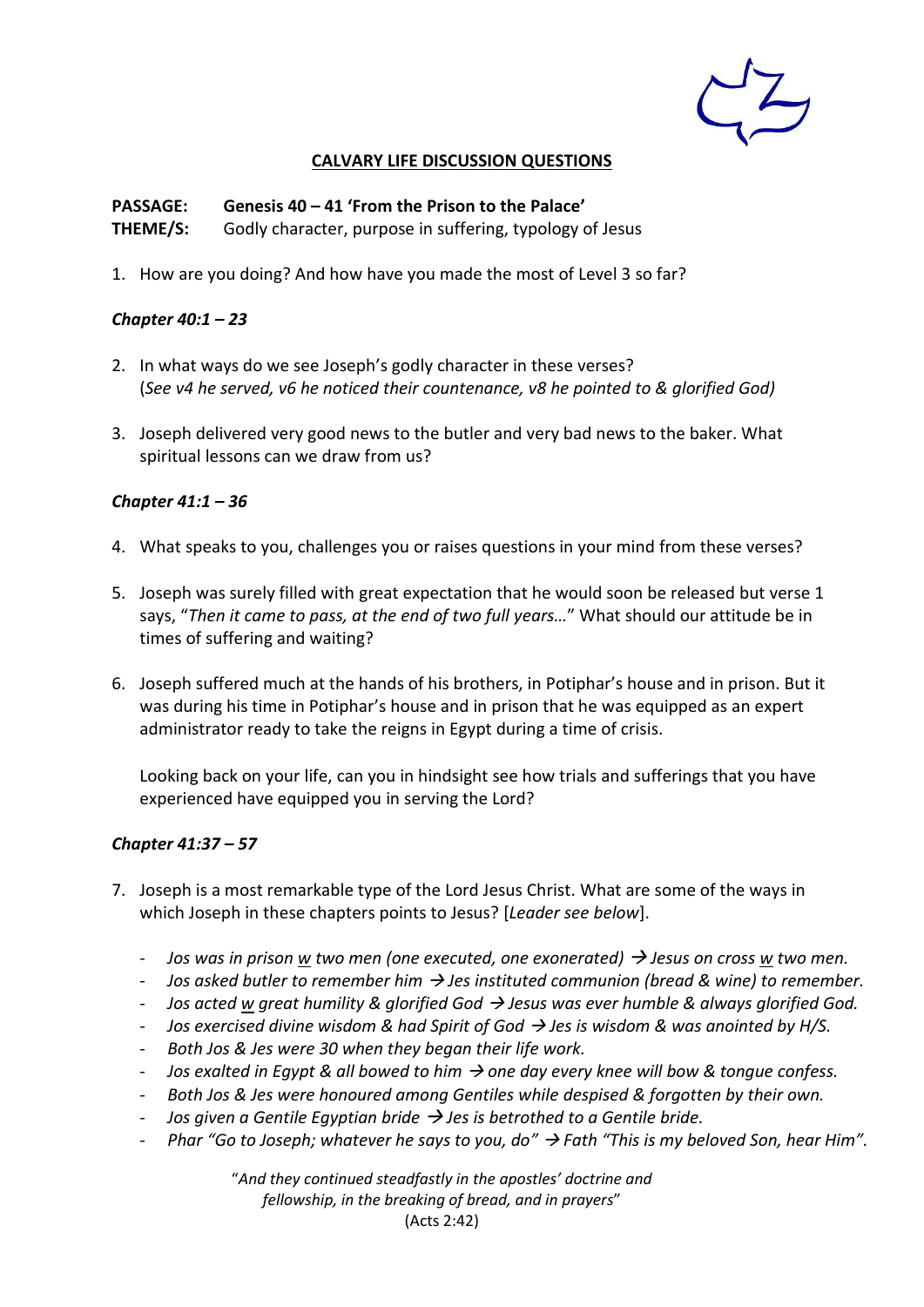**CALVARY LIFE DISCUSSION QUESTIONS**

**PASSAGE:** **Genesis 40 – 41 'From the Prison to the Palace'**
**THEME/S:** Godly character, purpose in suffering, typology of Jesus

1. How are you doing? And how have you made the most of Level 3 so far?

***Chapter 40:1 – 23***

2. In what ways do we see Joseph's godly character in these verses?
(*See v4 he served, v6 he noticed their countenance, v8 he pointed to & glorified God)*

3. Joseph delivered very good news to the butler and very bad news to the baker. What spiritual lessons can we draw from us?

***Chapter 41:1 – 36***

4. What speaks to you, challenges you or raises questions in your mind from these verses?

5. Joseph was surely filled with great expectation that he would soon be released but verse 1 says, "*Then it came to pass, at the end of two full years…*" What should our attitude be in times of suffering and waiting?

6. Joseph suffered much at the hands of his brothers, in Potiphar's house and in prison. But it was during his time in Potiphar's house and in prison that he was equipped as an expert administrator ready to take the reigns in Egypt during a time of crisis.

   Looking back on your life, can you in hindsight see how trials and sufferings that you have experienced have equipped you in serving the Lord?

***Chapter 41:37 – 57***

7. Joseph is a most remarkable type of the Lord Jesus Christ. What are some of the ways in which Joseph in these chapters points to Jesus? [*Leader see below*].

   - *Jos was in prison w two men (one executed, one exonerated) → Jesus on cross w two men.*
   - *Jos asked butler to remember him → Jes instituted communion (bread & wine) to remember.*
   - *Jos acted w great humility & glorified God → Jesus was ever humble & always glorified God.*
   - *Jos exercised divine wisdom & had Spirit of God → Jes is wisdom & was anointed by H/S.*
   - *Both Jos & Jes were 30 when they began their life work.*
   - *Jos exalted in Egypt & all bowed to him → one day every knee will bow & tongue confess.*
   - *Both Jos & Jes were honoured among Gentiles while despised & forgotten by their own.*
   - *Jos given a Gentile Egyptian bride → Jes is betrothed to a Gentile bride.*
   - *Phar "Go to Joseph; whatever he says to you, do" → Fath "This is my beloved Son, hear Him".*

"*And they continued steadfastly in the apostles' doctrine and fellowship, in the breaking of bread, and in prayers*"
(Acts 2:42)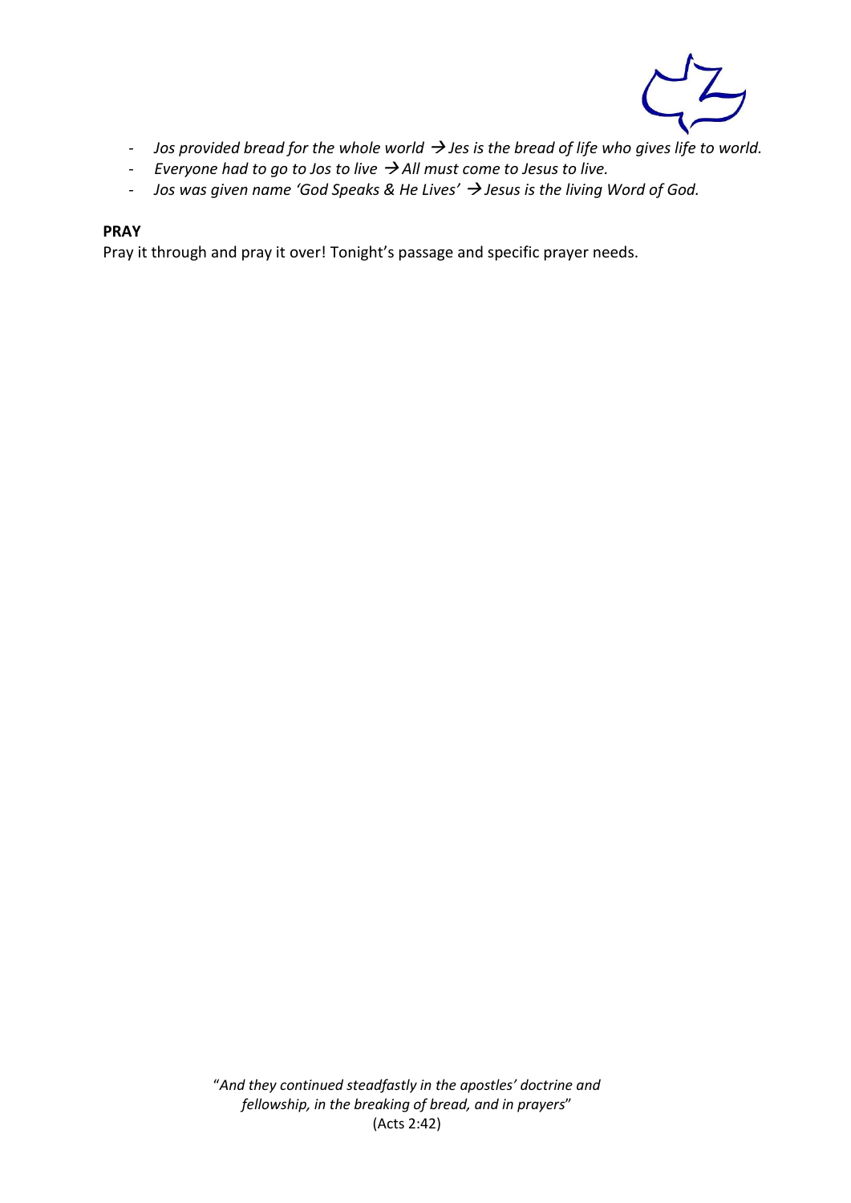- *Jos provided bread for the whole world → Jes is the bread of life who gives life to world.*
- *Everyone had to go to Jos to live → All must come to Jesus to live.*
- *Jos was given name 'God Speaks & He Lives' → Jesus is the living Word of God.*

**PRAY**

Pray it through and pray it over! Tonight's passage and specific prayer needs.

"*And they continued steadfastly in the apostles' doctrine and fellowship, in the breaking of bread, and in prayers*" (Acts 2:42)